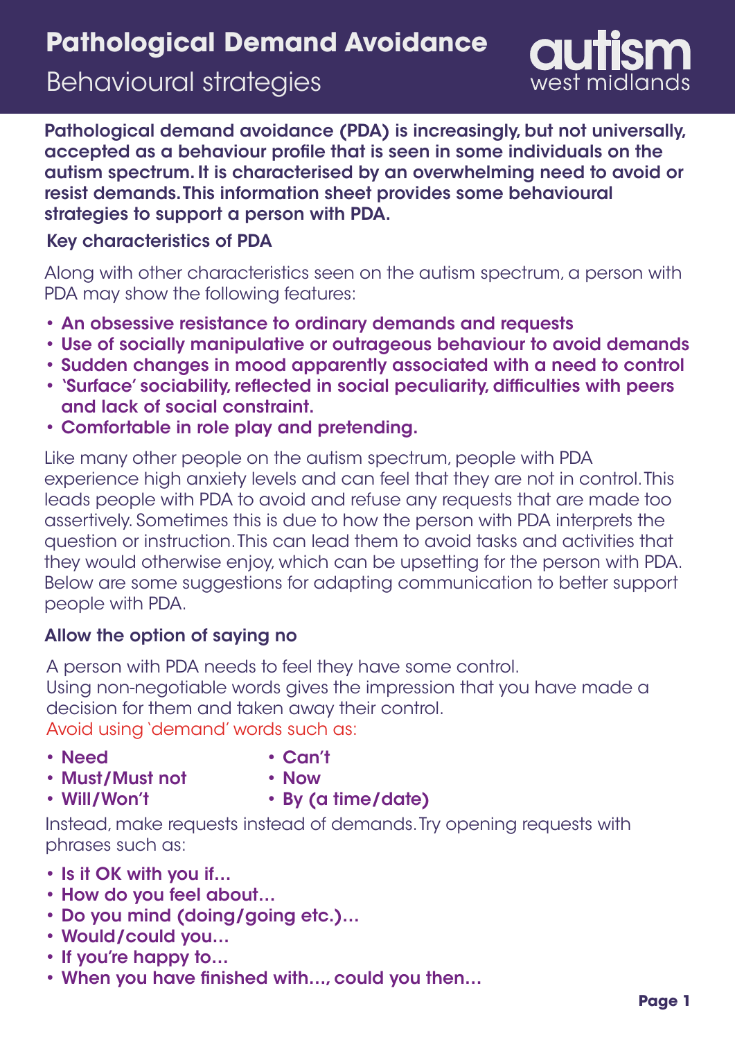# Pathological Demand Avoidance

## Behavioural strategies

autism west midlands

**Pathological demand avoidance (PDA) is increasingly, but not universally, accepted as a behaviour profile that is seen in some individuals on the autism spectrum. It is characterised by an overwhelming need to avoid or resist demands. This information sheet provides some behavioural strategies to support a person with PDA.**

### Key characteristics of PDA

Along with other characteristics seen on the autism spectrum, a person with PDA may show the following features:

- **An obsessive resistance to ordinary demands and requests**
- **Use of socially manipulative or outrageous behaviour to avoid demands**
- **Sudden changes in mood apparently associated with a need to control**
- **'Surface' sociability, reflected in social peculiarity, difficulties with peers and lack of social constraint.**
- **Comfortable in role play and pretending.**

Like many other people on the autism spectrum, people with PDA experience high anxiety levels and can feel that they are not in control. This leads people with PDA to avoid and refuse any requests that are made too assertively. Sometimes this is due to how the person with PDA interprets the question or instruction. This can lead them to avoid tasks and activities that they would otherwise enjoy, which can be upsetting for the person with PDA. Below are some suggestions for adapting communication to better support people with PDA.

### Allow the option of saying no

A person with PDA needs to feel they have some control.
Using non-negotiable words gives the impression that you have made a decision for them and taken away their control.
Avoid using 'demand' words such as:

- **Need**
- **Must/Must not**
- **Will/Won't**
- **Can't**
- **Now**
- **By (a time/date)**

Instead, make requests instead of demands. Try opening requests with phrases such as:

- **Is it OK with you if…**
- **How do you feel about…**
- **Do you mind (doing/going etc.)…**
- **Would/could you…**
- **If you're happy to…**
- **When you have finished with…, could you then…**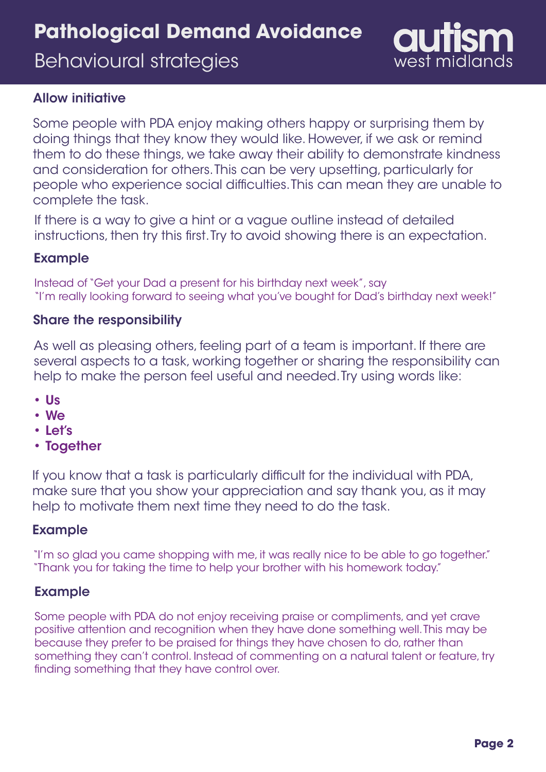# Pathological Demand Avoidance

## Behavioural strategies

### Allow initiative

Some people with PDA enjoy making others happy or surprising them by doing things that they know they would like. However, if we ask or remind them to do these things, we take away their ability to demonstrate kindness and consideration for others. This can be very upsetting, particularly for people who experience social difficulties. This can mean they are unable to complete the task.

If there is a way to give a hint or a vague outline instead of detailed instructions, then try this first. Try to avoid showing there is an expectation.

### Example

Instead of "Get your Dad a present for his birthday next week", say "I'm really looking forward to seeing what you've bought for Dad's birthday next week!"

### Share the responsibility

As well as pleasing others, feeling part of a team is important. If there are several aspects to a task, working together or sharing the responsibility can help to make the person feel useful and needed. Try using words like:

- **Us**
- **We**
- **Let's**
- **Together**

If you know that a task is particularly difficult for the individual with PDA, make sure that you show your appreciation and say thank you, as it may help to motivate them next time they need to do the task.

### Example

"I'm so glad you came shopping with me, it was really nice to be able to go together."
"Thank you for taking the time to help your brother with his homework today."

### Example

Some people with PDA do not enjoy receiving praise or compliments, and yet crave positive attention and recognition when they have done something well. This may be because they prefer to be praised for things they have chosen to do, rather than something they can't control. Instead of commenting on a natural talent or feature, try finding something that they have control over.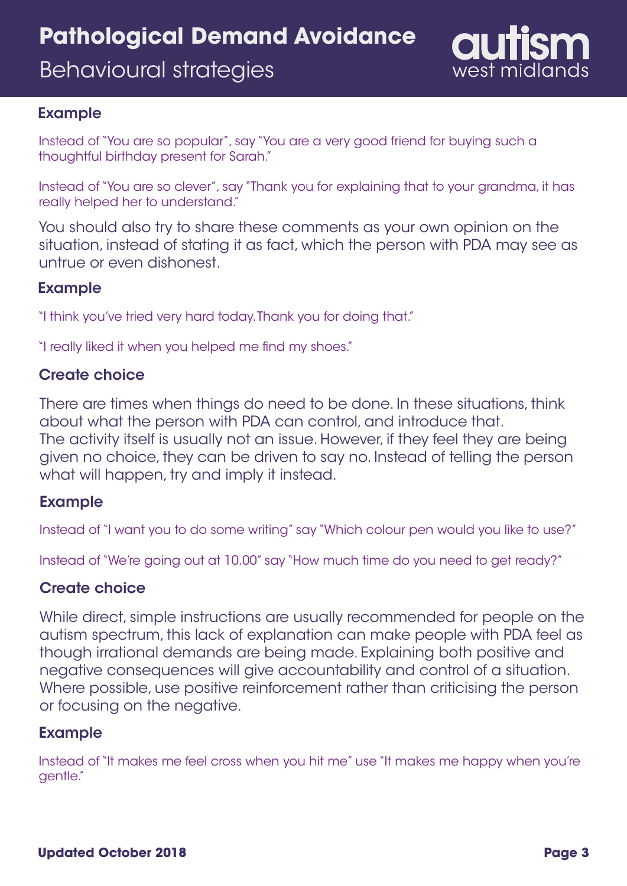#### Example

Instead of "You are so popular", say "You are a very good friend for buying such a thoughtful birthday present for Sarah."

Instead of "You are so clever", say "Thank you for explaining that to your grandma, it has really helped her to understand."

You should also try to share these comments as your own opinion on the situation, instead of stating it as fact, which the person with PDA may see as untrue or even dishonest.

#### Example

"I think you've tried very hard today. Thank you for doing that."

"I really liked it when you helped me find my shoes."

### Create choice

There are times when things do need to be done. In these situations, think about what the person with PDA can control, and introduce that. The activity itself is usually not an issue. However, if they feel they are being given no choice, they can be driven to say no. Instead of telling the person what will happen, try and imply it instead.

#### Example

Instead of "I want you to do some writing" say "Which colour pen would you like to use?"

Instead of "We're going out at 10.00" say "How much time do you need to get ready?"

### Create choice

While direct, simple instructions are usually recommended for people on the autism spectrum, this lack of explanation can make people with PDA feel as though irrational demands are being made. Explaining both positive and negative consequences will give accountability and control of a situation. Where possible, use positive reinforcement rather than criticising the person or focusing on the negative.

#### Example

Instead of "It makes me feel cross when you hit me" use "It makes me happy when you're gentle."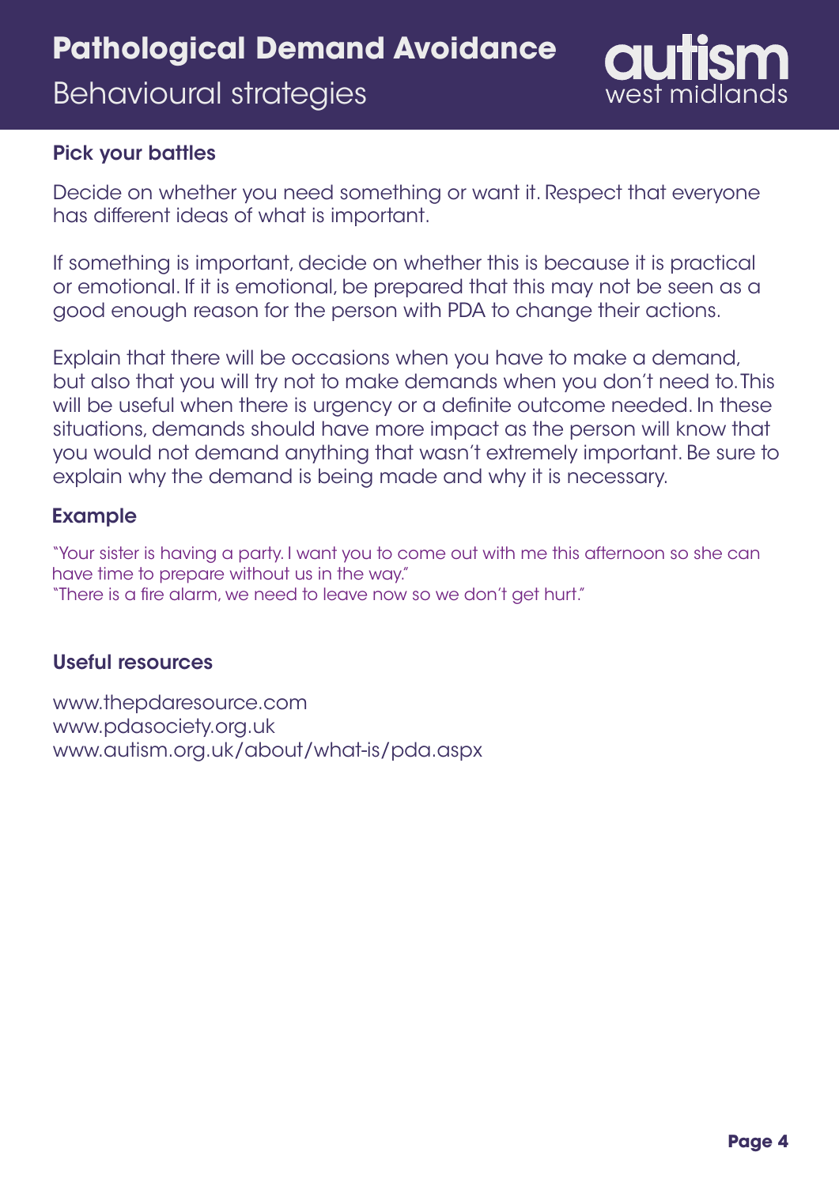# Pathological Demand Avoidance
## Behavioural strategies

### Pick your battles

Decide on whether you need something or want it. Respect that everyone has different ideas of what is important.

If something is important, decide on whether this is because it is practical or emotional. If it is emotional, be prepared that this may not be seen as a good enough reason for the person with PDA to change their actions.

Explain that there will be occasions when you have to make a demand, but also that you will try not to make demands when you don't need to. This will be useful when there is urgency or a definite outcome needed. In these situations, demands should have more impact as the person will know that you would not demand anything that wasn't extremely important. Be sure to explain why the demand is being made and why it is necessary.

### Example

"Your sister is having a party. I want you to come out with me this afternoon so she can have time to prepare without us in the way."
"There is a fire alarm, we need to leave now so we don't get hurt."

### Useful resources

www.thepdaresource.com
www.pdasociety.org.uk
www.autism.org.uk/about/what-is/pda.aspx